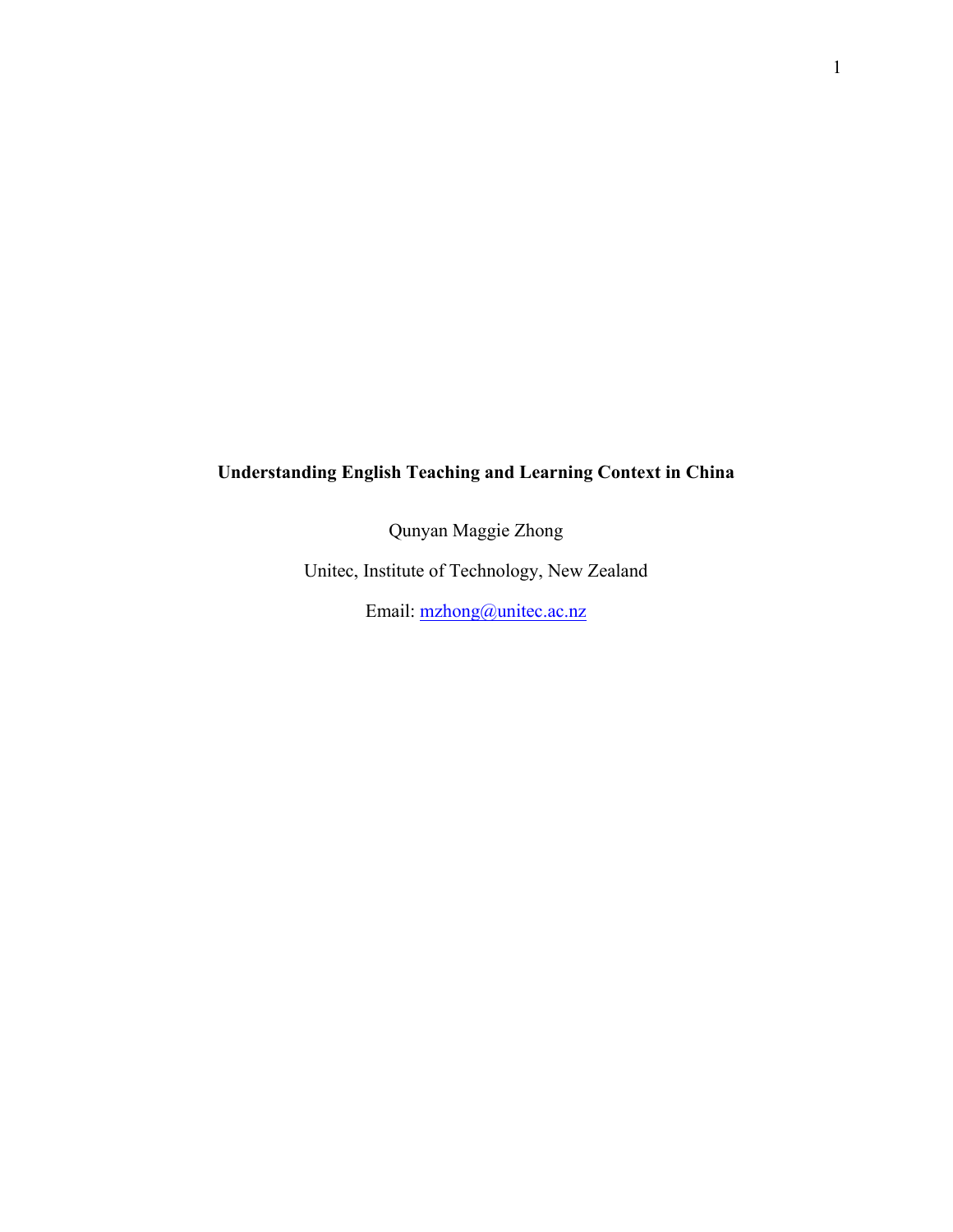# Understanding English Teaching and Learning Context in China

Qunyan Maggie Zhong

Unitec, Institute of Technology, New Zealand

Email: mzhong@unitec.ac.nz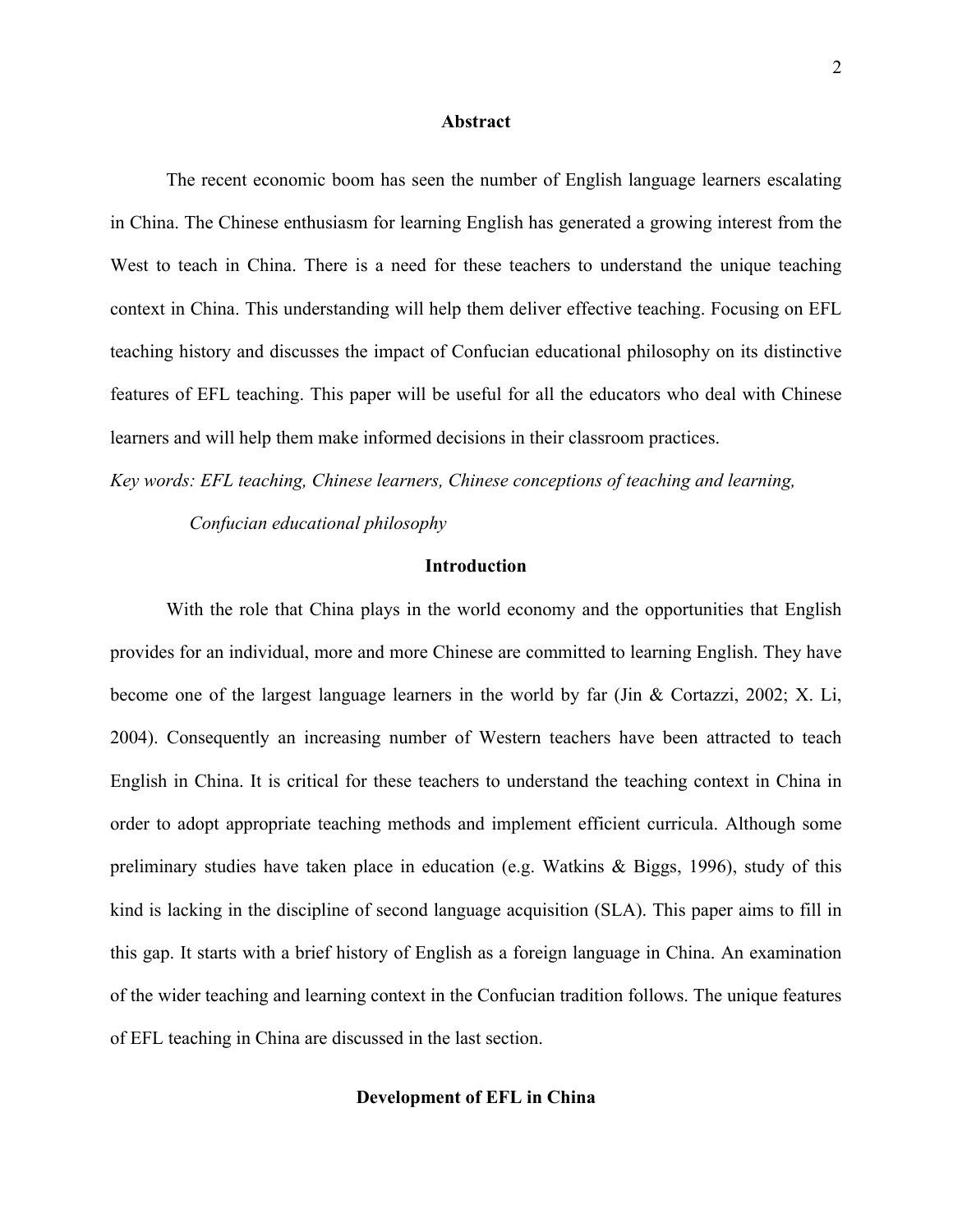## Abstract

The recent economic boom has seen the number of English language learners escalating in China. The Chinese enthusiasm for learning English has generated a growing interest from the West to teach in China. There is a need for these teachers to understand the unique teaching context in China. This understanding will help them deliver effective teaching. Focusing on EFL teaching history and discusses the impact of Confucian educational philosophy on its distinctive features of EFL teaching. This paper will be useful for all the educators who deal with Chinese learners and will help them make informed decisions in their classroom practices.

*Key words: EFL teaching, Chinese learners, Chinese conceptions of teaching and learning, Confucian educational philosophy*

## Introduction

With the role that China plays in the world economy and the opportunities that English provides for an individual, more and more Chinese are committed to learning English. They have become one of the largest language learners in the world by far (Jin & Cortazzi, 2002; X. Li, 2004). Consequently an increasing number of Western teachers have been attracted to teach English in China. It is critical for these teachers to understand the teaching context in China in order to adopt appropriate teaching methods and implement efficient curricula. Although some preliminary studies have taken place in education (e.g. Watkins & Biggs, 1996), study of this kind is lacking in the discipline of second language acquisition (SLA). This paper aims to fill in this gap. It starts with a brief history of English as a foreign language in China. An examination of the wider teaching and learning context in the Confucian tradition follows. The unique features of EFL teaching in China are discussed in the last section.

## Development of EFL in China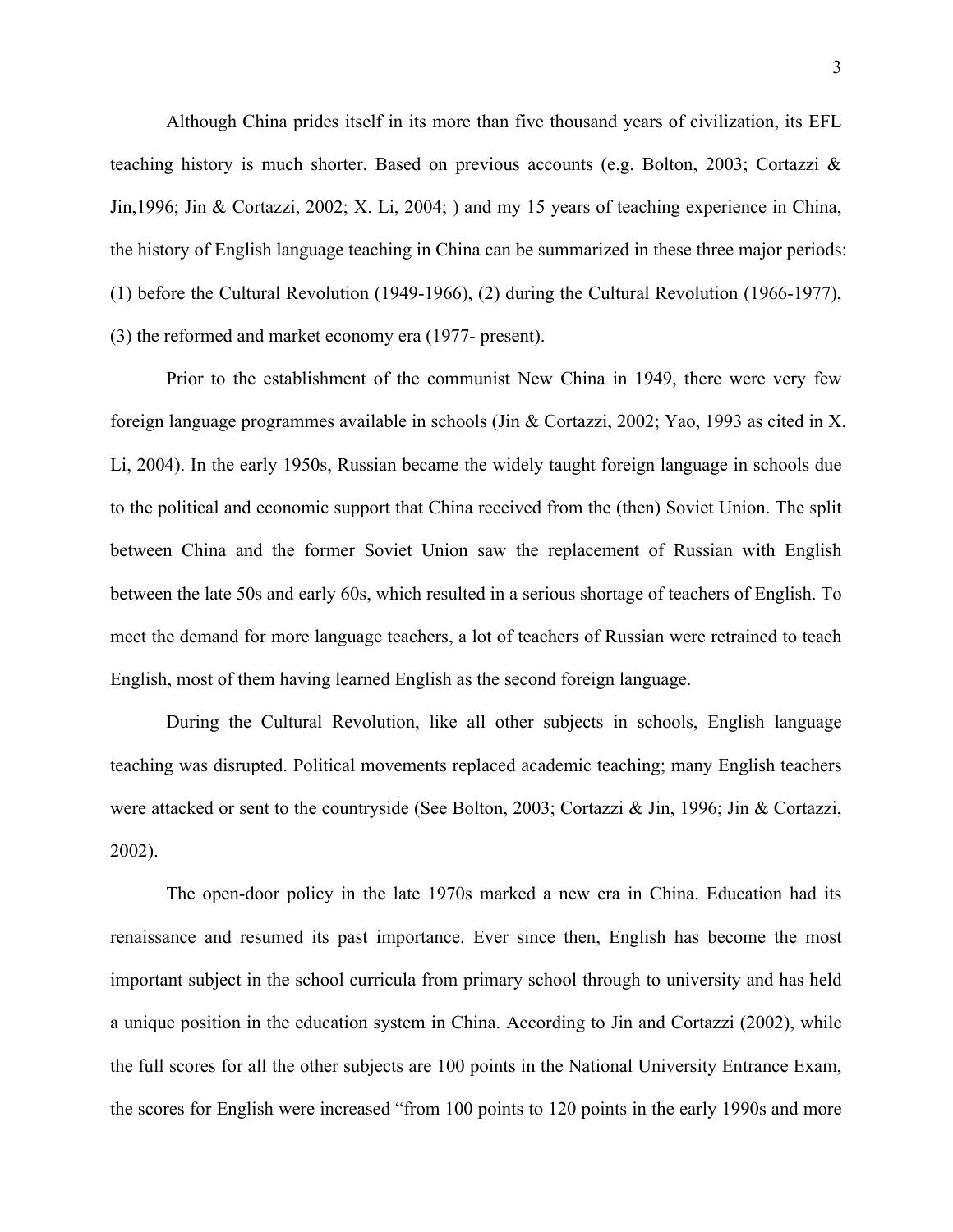Although China prides itself in its more than five thousand years of civilization, its EFL teaching history is much shorter. Based on previous accounts (e.g. Bolton, 2003; Cortazzi & Jin,1996; Jin & Cortazzi, 2002; X. Li, 2004; ) and my 15 years of teaching experience in China, the history of English language teaching in China can be summarized in these three major periods: (1) before the Cultural Revolution (1949-1966), (2) during the Cultural Revolution (1966-1977), (3) the reformed and market economy era (1977- present).

Prior to the establishment of the communist New China in 1949, there were very few foreign language programmes available in schools (Jin & Cortazzi, 2002; Yao, 1993 as cited in X. Li, 2004). In the early 1950s, Russian became the widely taught foreign language in schools due to the political and economic support that China received from the (then) Soviet Union. The split between China and the former Soviet Union saw the replacement of Russian with English between the late 50s and early 60s, which resulted in a serious shortage of teachers of English. To meet the demand for more language teachers, a lot of teachers of Russian were retrained to teach English, most of them having learned English as the second foreign language.

During the Cultural Revolution, like all other subjects in schools, English language teaching was disrupted. Political movements replaced academic teaching; many English teachers were attacked or sent to the countryside (See Bolton, 2003; Cortazzi & Jin, 1996; Jin & Cortazzi, 2002).

The open-door policy in the late 1970s marked a new era in China. Education had its renaissance and resumed its past importance. Ever since then, English has become the most important subject in the school curricula from primary school through to university and has held a unique position in the education system in China. According to Jin and Cortazzi (2002), while the full scores for all the other subjects are 100 points in the National University Entrance Exam, the scores for English were increased "from 100 points to 120 points in the early 1990s and more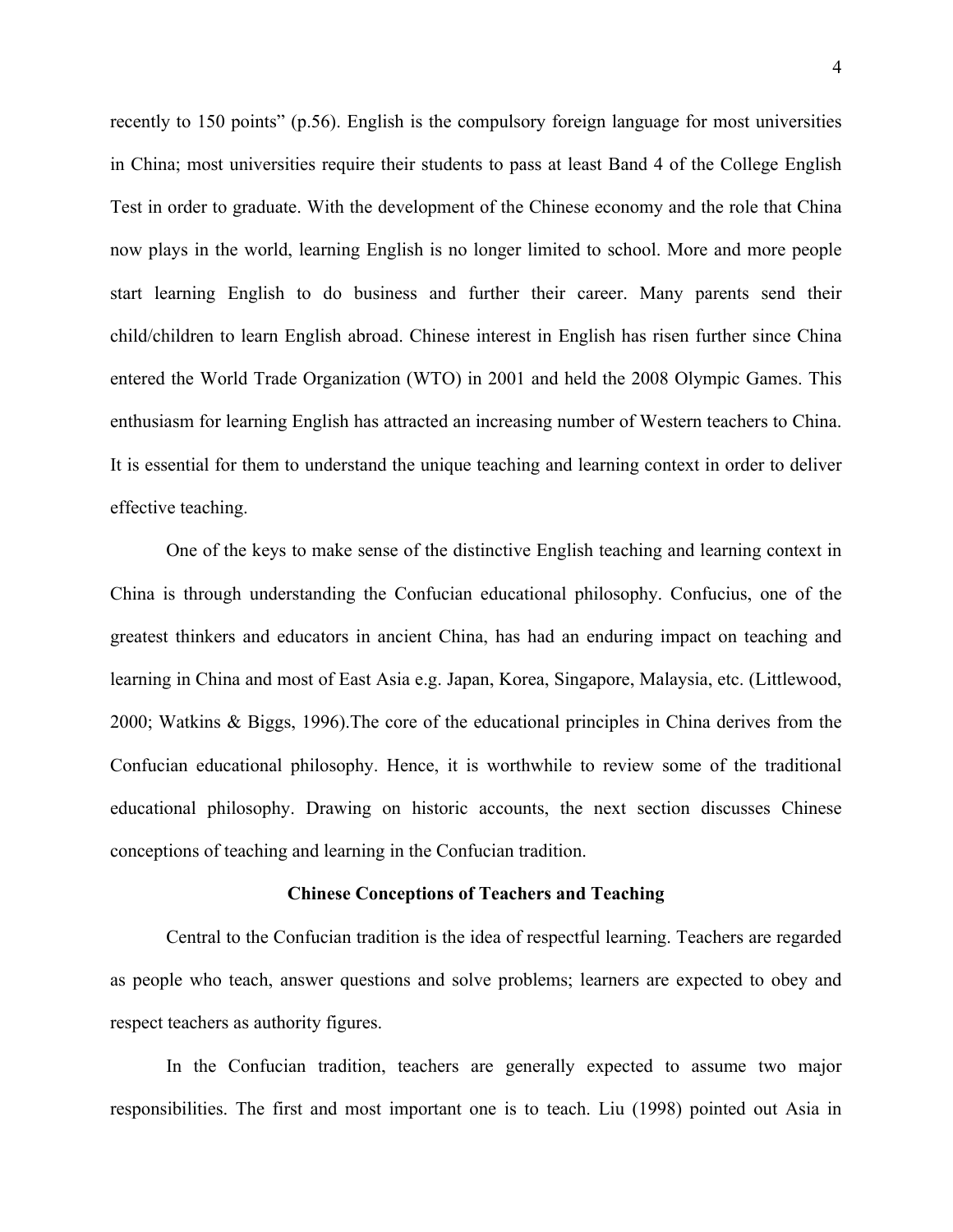recently to 150 points" (p.56). English is the compulsory foreign language for most universities in China; most universities require their students to pass at least Band 4 of the College English Test in order to graduate. With the development of the Chinese economy and the role that China now plays in the world, learning English is no longer limited to school. More and more people start learning English to do business and further their career. Many parents send their child/children to learn English abroad. Chinese interest in English has risen further since China entered the World Trade Organization (WTO) in 2001 and held the 2008 Olympic Games. This enthusiasm for learning English has attracted an increasing number of Western teachers to China. It is essential for them to understand the unique teaching and learning context in order to deliver effective teaching.

One of the keys to make sense of the distinctive English teaching and learning context in China is through understanding the Confucian educational philosophy. Confucius, one of the greatest thinkers and educators in ancient China, has had an enduring impact on teaching and learning in China and most of East Asia e.g. Japan, Korea, Singapore, Malaysia, etc. (Littlewood, 2000; Watkins & Biggs, 1996).The core of the educational principles in China derives from the Confucian educational philosophy. Hence, it is worthwhile to review some of the traditional educational philosophy. Drawing on historic accounts, the next section discusses Chinese conceptions of teaching and learning in the Confucian tradition.

## Chinese Conceptions of Teachers and Teaching

Central to the Confucian tradition is the idea of respectful learning. Teachers are regarded as people who teach, answer questions and solve problems; learners are expected to obey and respect teachers as authority figures.

In the Confucian tradition, teachers are generally expected to assume two major responsibilities. The first and most important one is to teach. Liu (1998) pointed out Asia in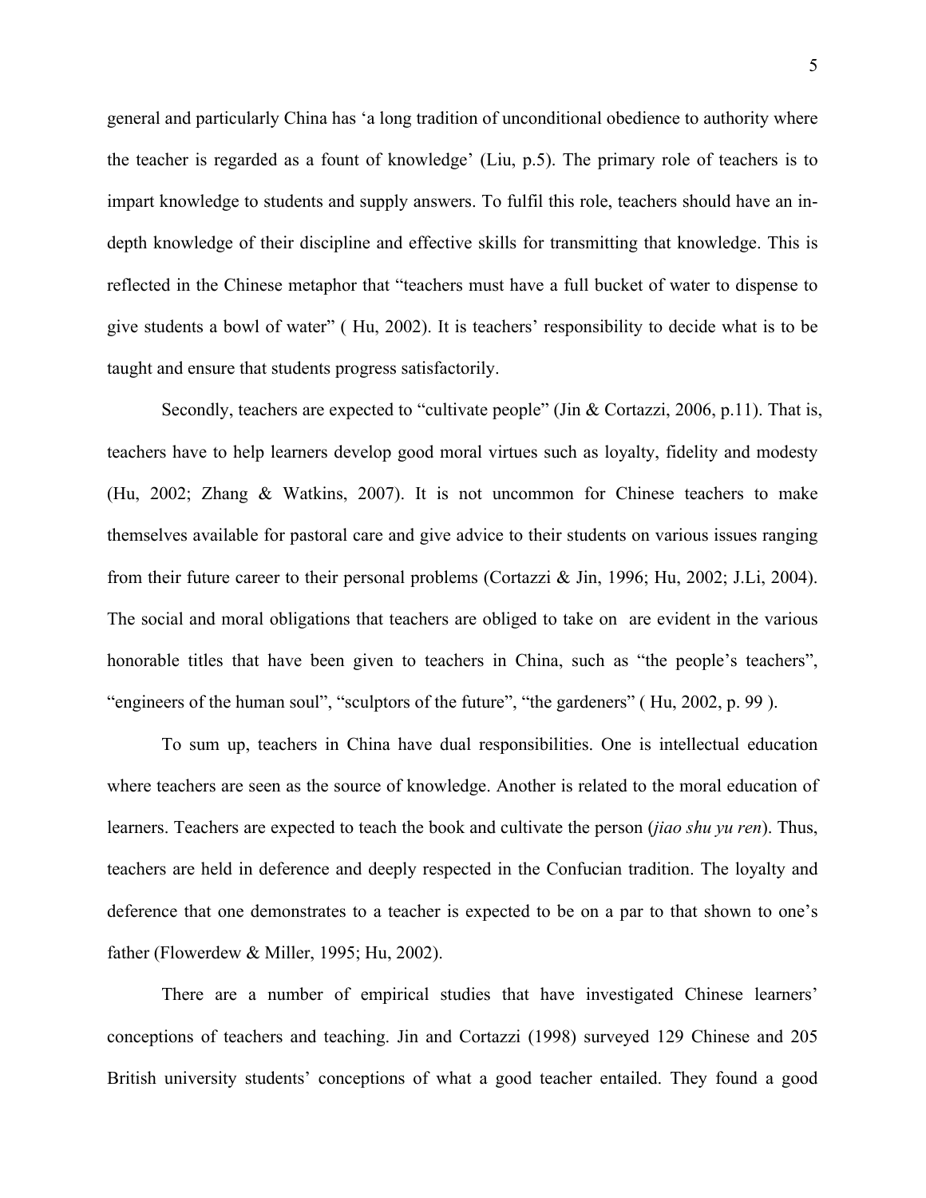general and particularly China has 'a long tradition of unconditional obedience to authority where the teacher is regarded as a fount of knowledge' (Liu, p.5). The primary role of teachers is to impart knowledge to students and supply answers. To fulfil this role, teachers should have an in-depth knowledge of their discipline and effective skills for transmitting that knowledge. This is reflected in the Chinese metaphor that "teachers must have a full bucket of water to dispense to give students a bowl of water" ( Hu, 2002). It is teachers' responsibility to decide what is to be taught and ensure that students progress satisfactorily.

Secondly, teachers are expected to "cultivate people" (Jin & Cortazzi, 2006, p.11). That is, teachers have to help learners develop good moral virtues such as loyalty, fidelity and modesty (Hu, 2002; Zhang & Watkins, 2007). It is not uncommon for Chinese teachers to make themselves available for pastoral care and give advice to their students on various issues ranging from their future career to their personal problems (Cortazzi & Jin, 1996; Hu, 2002; J.Li, 2004). The social and moral obligations that teachers are obliged to take on are evident in the various honorable titles that have been given to teachers in China, such as "the people's teachers", "engineers of the human soul", "sculptors of the future", "the gardeners" ( Hu, 2002, p. 99 ).

To sum up, teachers in China have dual responsibilities. One is intellectual education where teachers are seen as the source of knowledge. Another is related to the moral education of learners. Teachers are expected to teach the book and cultivate the person (*jiao shu yu ren*). Thus, teachers are held in deference and deeply respected in the Confucian tradition. The loyalty and deference that one demonstrates to a teacher is expected to be on a par to that shown to one's father (Flowerdew & Miller, 1995; Hu, 2002).

There are a number of empirical studies that have investigated Chinese learners' conceptions of teachers and teaching. Jin and Cortazzi (1998) surveyed 129 Chinese and 205 British university students' conceptions of what a good teacher entailed. They found a good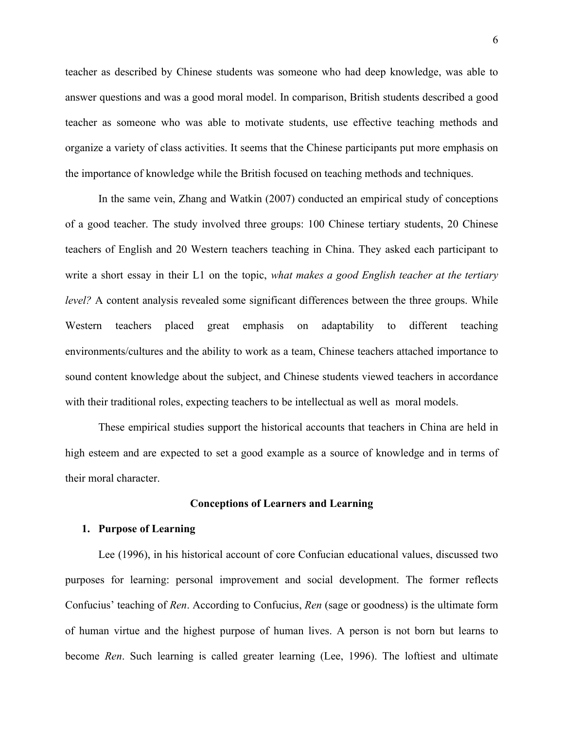teacher as described by Chinese students was someone who had deep knowledge, was able to answer questions and was a good moral model. In comparison, British students described a good teacher as someone who was able to motivate students, use effective teaching methods and organize a variety of class activities. It seems that the Chinese participants put more emphasis on the importance of knowledge while the British focused on teaching methods and techniques.

In the same vein, Zhang and Watkin (2007) conducted an empirical study of conceptions of a good teacher. The study involved three groups: 100 Chinese tertiary students, 20 Chinese teachers of English and 20 Western teachers teaching in China. They asked each participant to write a short essay in their L1 on the topic, *what makes a good English teacher at the tertiary level?* A content analysis revealed some significant differences between the three groups. While Western teachers placed great emphasis on adaptability to different teaching environments/cultures and the ability to work as a team, Chinese teachers attached importance to sound content knowledge about the subject, and Chinese students viewed teachers in accordance with their traditional roles, expecting teachers to be intellectual as well as moral models.

These empirical studies support the historical accounts that teachers in China are held in high esteem and are expected to set a good example as a source of knowledge and in terms of their moral character.

## Conceptions of Learners and Learning

### 1. Purpose of Learning

Lee (1996), in his historical account of core Confucian educational values, discussed two purposes for learning: personal improvement and social development. The former reflects Confucius' teaching of *Ren*. According to Confucius, *Ren* (sage or goodness) is the ultimate form of human virtue and the highest purpose of human lives. A person is not born but learns to become *Ren*. Such learning is called greater learning (Lee, 1996). The loftiest and ultimate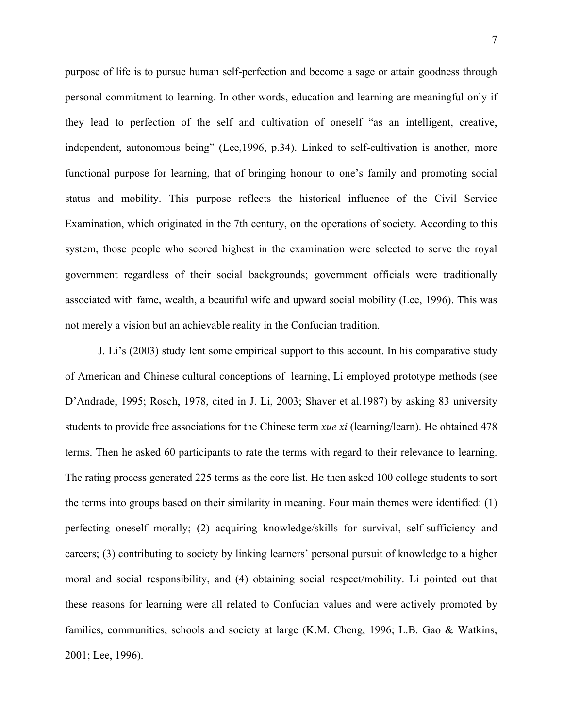purpose of life is to pursue human self-perfection and become a sage or attain goodness through personal commitment to learning. In other words, education and learning are meaningful only if they lead to perfection of the self and cultivation of oneself "as an intelligent, creative, independent, autonomous being" (Lee,1996, p.34). Linked to self-cultivation is another, more functional purpose for learning, that of bringing honour to one's family and promoting social status and mobility. This purpose reflects the historical influence of the Civil Service Examination, which originated in the 7th century, on the operations of society. According to this system, those people who scored highest in the examination were selected to serve the royal government regardless of their social backgrounds; government officials were traditionally associated with fame, wealth, a beautiful wife and upward social mobility (Lee, 1996). This was not merely a vision but an achievable reality in the Confucian tradition.

J. Li's (2003) study lent some empirical support to this account. In his comparative study of American and Chinese cultural conceptions of learning, Li employed prototype methods (see D'Andrade, 1995; Rosch, 1978, cited in J. Li, 2003; Shaver et al.1987) by asking 83 university students to provide free associations for the Chinese term *xue xi* (learning/learn). He obtained 478 terms. Then he asked 60 participants to rate the terms with regard to their relevance to learning. The rating process generated 225 terms as the core list. He then asked 100 college students to sort the terms into groups based on their similarity in meaning. Four main themes were identified: (1) perfecting oneself morally; (2) acquiring knowledge/skills for survival, self-sufficiency and careers; (3) contributing to society by linking learners' personal pursuit of knowledge to a higher moral and social responsibility, and (4) obtaining social respect/mobility. Li pointed out that these reasons for learning were all related to Confucian values and were actively promoted by families, communities, schools and society at large (K.M. Cheng, 1996; L.B. Gao & Watkins, 2001; Lee, 1996).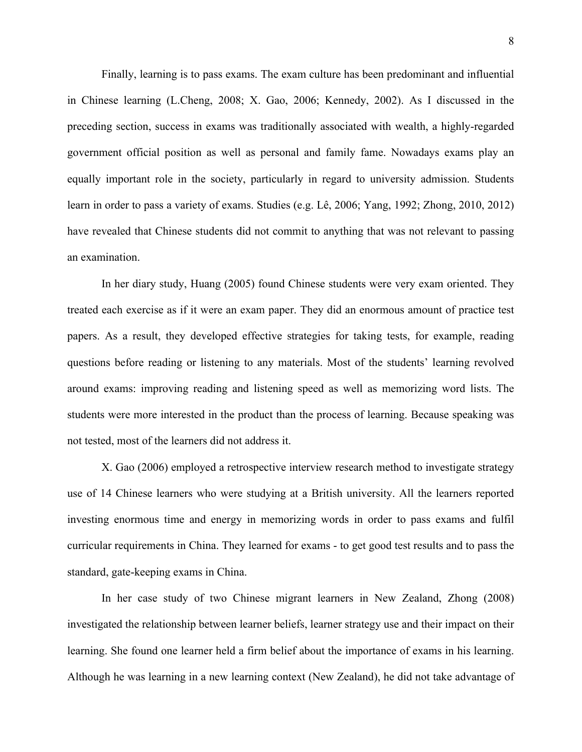Finally, learning is to pass exams. The exam culture has been predominant and influential in Chinese learning (L.Cheng, 2008; X. Gao, 2006; Kennedy, 2002). As I discussed in the preceding section, success in exams was traditionally associated with wealth, a highly-regarded government official position as well as personal and family fame. Nowadays exams play an equally important role in the society, particularly in regard to university admission. Students learn in order to pass a variety of exams. Studies (e.g. Lê, 2006; Yang, 1992; Zhong, 2010, 2012) have revealed that Chinese students did not commit to anything that was not relevant to passing an examination.

In her diary study, Huang (2005) found Chinese students were very exam oriented. They treated each exercise as if it were an exam paper. They did an enormous amount of practice test papers. As a result, they developed effective strategies for taking tests, for example, reading questions before reading or listening to any materials. Most of the students' learning revolved around exams: improving reading and listening speed as well as memorizing word lists. The students were more interested in the product than the process of learning. Because speaking was not tested, most of the learners did not address it.

X. Gao (2006) employed a retrospective interview research method to investigate strategy use of 14 Chinese learners who were studying at a British university. All the learners reported investing enormous time and energy in memorizing words in order to pass exams and fulfil curricular requirements in China. They learned for exams - to get good test results and to pass the standard, gate-keeping exams in China.

In her case study of two Chinese migrant learners in New Zealand, Zhong (2008) investigated the relationship between learner beliefs, learner strategy use and their impact on their learning. She found one learner held a firm belief about the importance of exams in his learning. Although he was learning in a new learning context (New Zealand), he did not take advantage of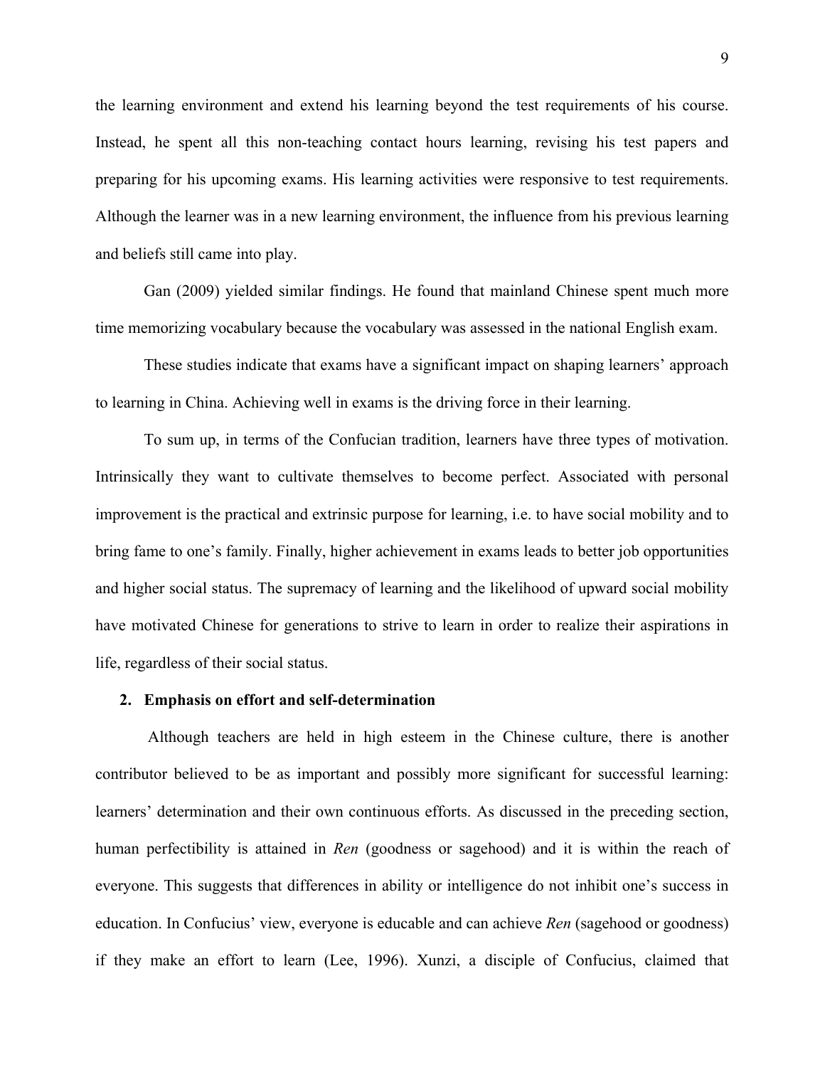the learning environment and extend his learning beyond the test requirements of his course. Instead, he spent all this non-teaching contact hours learning, revising his test papers and preparing for his upcoming exams. His learning activities were responsive to test requirements. Although the learner was in a new learning environment, the influence from his previous learning and beliefs still came into play.

Gan (2009) yielded similar findings. He found that mainland Chinese spent much more time memorizing vocabulary because the vocabulary was assessed in the national English exam.

These studies indicate that exams have a significant impact on shaping learners' approach to learning in China. Achieving well in exams is the driving force in their learning.

To sum up, in terms of the Confucian tradition, learners have three types of motivation. Intrinsically they want to cultivate themselves to become perfect. Associated with personal improvement is the practical and extrinsic purpose for learning, i.e. to have social mobility and to bring fame to one's family. Finally, higher achievement in exams leads to better job opportunities and higher social status. The supremacy of learning and the likelihood of upward social mobility have motivated Chinese for generations to strive to learn in order to realize their aspirations in life, regardless of their social status.

**2. Emphasis on effort and self-determination**

Although teachers are held in high esteem in the Chinese culture, there is another contributor believed to be as important and possibly more significant for successful learning: learners' determination and their own continuous efforts. As discussed in the preceding section, human perfectibility is attained in *Ren* (goodness or sagehood) and it is within the reach of everyone. This suggests that differences in ability or intelligence do not inhibit one's success in education. In Confucius' view, everyone is educable and can achieve *Ren* (sagehood or goodness) if they make an effort to learn (Lee, 1996). Xunzi, a disciple of Confucius, claimed that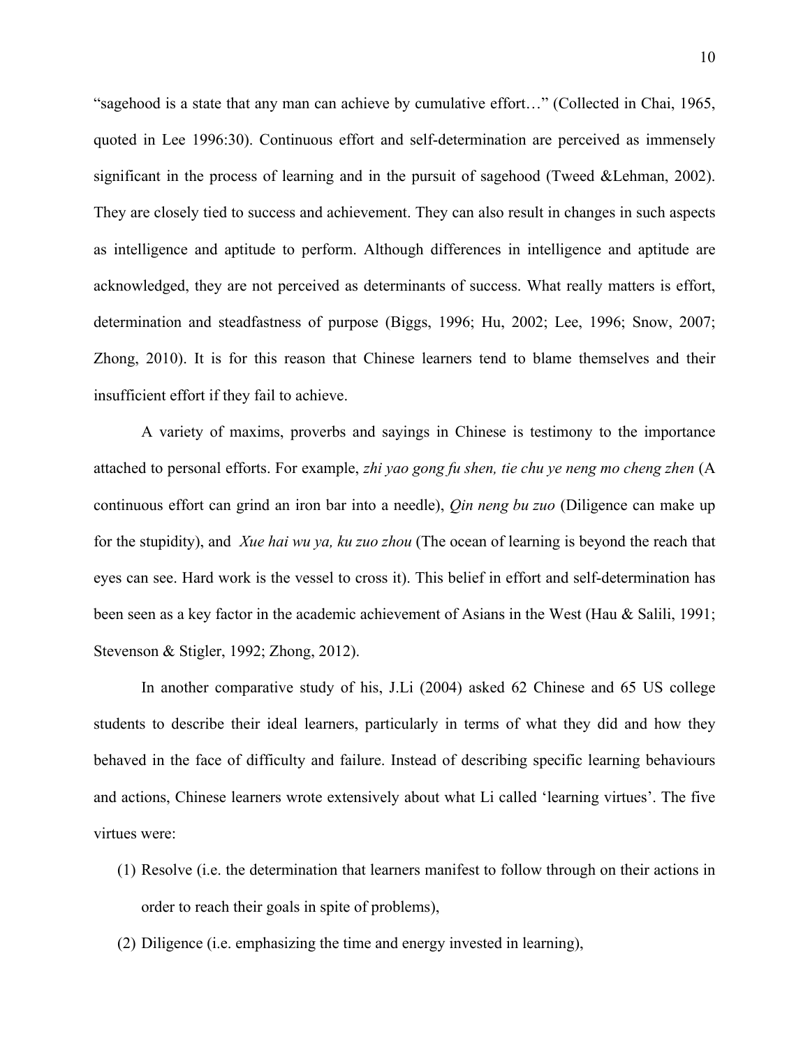"sagehood is a state that any man can achieve by cumulative effort…" (Collected in Chai, 1965, quoted in Lee 1996:30). Continuous effort and self-determination are perceived as immensely significant in the process of learning and in the pursuit of sagehood (Tweed &Lehman, 2002). They are closely tied to success and achievement. They can also result in changes in such aspects as intelligence and aptitude to perform. Although differences in intelligence and aptitude are acknowledged, they are not perceived as determinants of success. What really matters is effort, determination and steadfastness of purpose (Biggs, 1996; Hu, 2002; Lee, 1996; Snow, 2007; Zhong, 2010). It is for this reason that Chinese learners tend to blame themselves and their insufficient effort if they fail to achieve.

A variety of maxims, proverbs and sayings in Chinese is testimony to the importance attached to personal efforts. For example, *zhi yao gong fu shen, tie chu ye neng mo cheng zhen* (A continuous effort can grind an iron bar into a needle), *Qin neng bu zuo* (Diligence can make up for the stupidity), and *Xue hai wu ya, ku zuo zhou* (The ocean of learning is beyond the reach that eyes can see. Hard work is the vessel to cross it). This belief in effort and self-determination has been seen as a key factor in the academic achievement of Asians in the West (Hau & Salili, 1991; Stevenson & Stigler, 1992; Zhong, 2012).

In another comparative study of his, J.Li (2004) asked 62 Chinese and 65 US college students to describe their ideal learners, particularly in terms of what they did and how they behaved in the face of difficulty and failure. Instead of describing specific learning behaviours and actions, Chinese learners wrote extensively about what Li called 'learning virtues'. The five virtues were:

(1) Resolve (i.e. the determination that learners manifest to follow through on their actions in order to reach their goals in spite of problems),

(2) Diligence (i.e. emphasizing the time and energy invested in learning),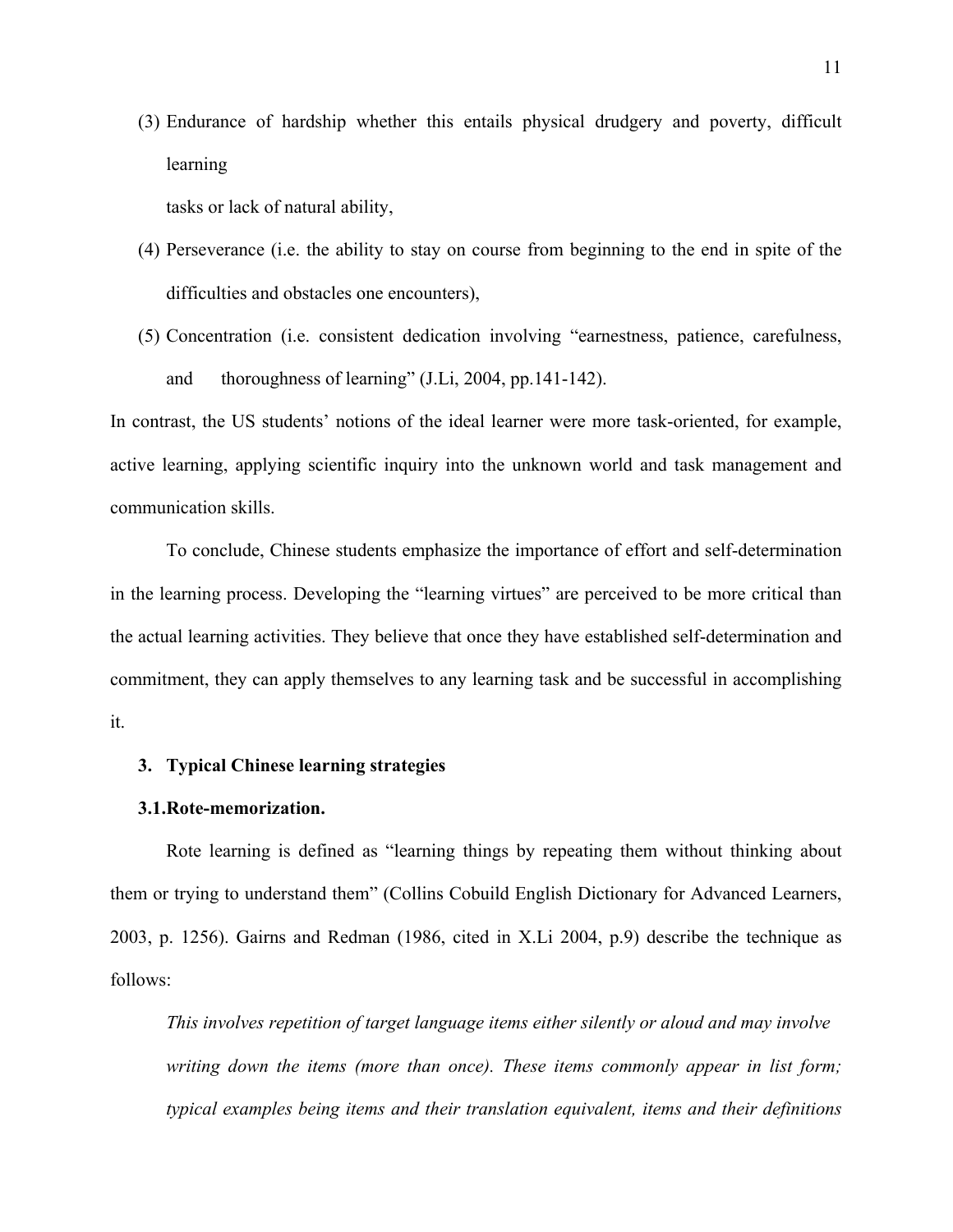(3) Endurance of hardship whether this entails physical drudgery and poverty, difficult learning tasks or lack of natural ability,

(4) Perseverance (i.e. the ability to stay on course from beginning to the end in spite of the difficulties and obstacles one encounters),

(5) Concentration (i.e. consistent dedication involving "earnestness, patience, carefulness, and thoroughness of learning" (J.Li, 2004, pp.141-142).

In contrast, the US students' notions of the ideal learner were more task-oriented, for example, active learning, applying scientific inquiry into the unknown world and task management and communication skills.

To conclude, Chinese students emphasize the importance of effort and self-determination in the learning process. Developing the "learning virtues" are perceived to be more critical than the actual learning activities. They believe that once they have established self-determination and commitment, they can apply themselves to any learning task and be successful in accomplishing it.

## 3. Typical Chinese learning strategies

### 3.1. Rote-memorization.

Rote learning is defined as "learning things by repeating them without thinking about them or trying to understand them" (Collins Cobuild English Dictionary for Advanced Learners, 2003, p. 1256). Gairns and Redman (1986, cited in X.Li 2004, p.9) describe the technique as follows:

*This involves repetition of target language items either silently or aloud and may involve writing down the items (more than once). These items commonly appear in list form; typical examples being items and their translation equivalent, items and their definitions*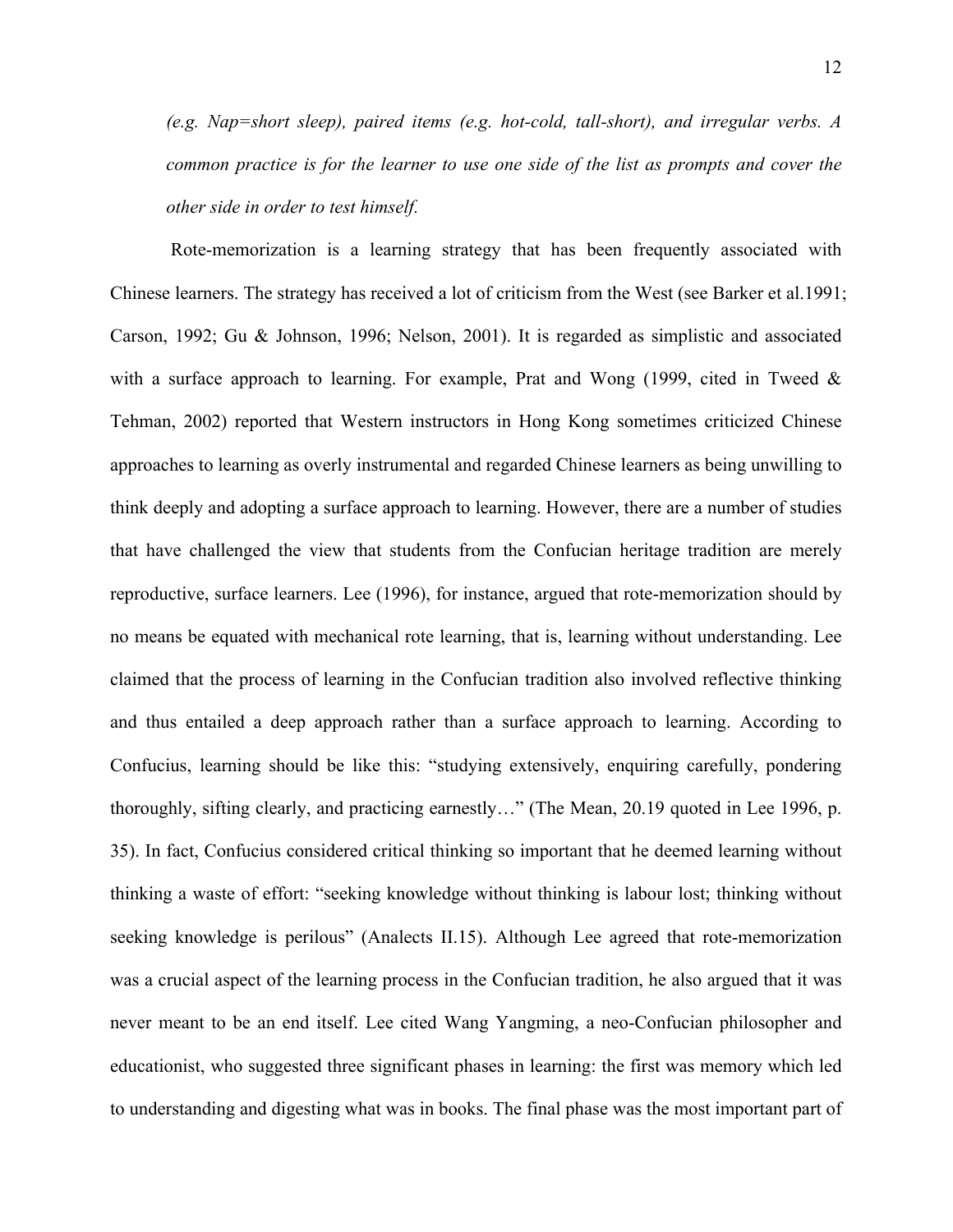*(e.g. Nap=short sleep), paired items (e.g. hot-cold, tall-short), and irregular verbs. A common practice is for the learner to use one side of the list as prompts and cover the other side in order to test himself.*

Rote-memorization is a learning strategy that has been frequently associated with Chinese learners. The strategy has received a lot of criticism from the West (see Barker et al.1991; Carson, 1992; Gu & Johnson, 1996; Nelson, 2001). It is regarded as simplistic and associated with a surface approach to learning. For example, Prat and Wong (1999, cited in Tweed & Tehman, 2002) reported that Western instructors in Hong Kong sometimes criticized Chinese approaches to learning as overly instrumental and regarded Chinese learners as being unwilling to think deeply and adopting a surface approach to learning. However, there are a number of studies that have challenged the view that students from the Confucian heritage tradition are merely reproductive, surface learners. Lee (1996), for instance, argued that rote-memorization should by no means be equated with mechanical rote learning, that is, learning without understanding. Lee claimed that the process of learning in the Confucian tradition also involved reflective thinking and thus entailed a deep approach rather than a surface approach to learning. According to Confucius, learning should be like this: "studying extensively, enquiring carefully, pondering thoroughly, sifting clearly, and practicing earnestly…" (The Mean, 20.19 quoted in Lee 1996, p. 35). In fact, Confucius considered critical thinking so important that he deemed learning without thinking a waste of effort: "seeking knowledge without thinking is labour lost; thinking without seeking knowledge is perilous" (Analects II.15). Although Lee agreed that rote-memorization was a crucial aspect of the learning process in the Confucian tradition, he also argued that it was never meant to be an end itself. Lee cited Wang Yangming, a neo-Confucian philosopher and educationist, who suggested three significant phases in learning: the first was memory which led to understanding and digesting what was in books. The final phase was the most important part of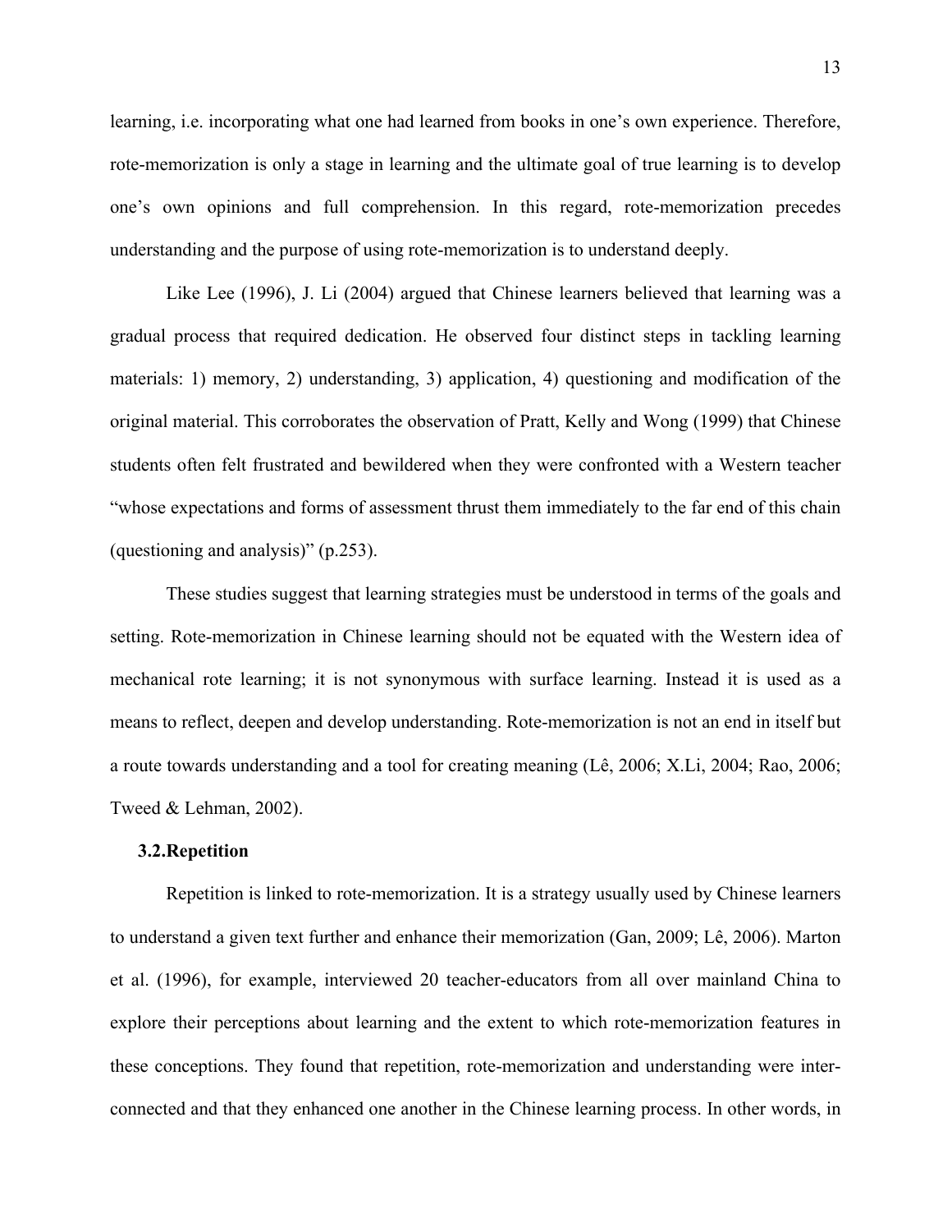learning, i.e. incorporating what one had learned from books in one's own experience. Therefore, rote-memorization is only a stage in learning and the ultimate goal of true learning is to develop one's own opinions and full comprehension. In this regard, rote-memorization precedes understanding and the purpose of using rote-memorization is to understand deeply.

Like Lee (1996), J. Li (2004) argued that Chinese learners believed that learning was a gradual process that required dedication. He observed four distinct steps in tackling learning materials: 1) memory, 2) understanding, 3) application, 4) questioning and modification of the original material. This corroborates the observation of Pratt, Kelly and Wong (1999) that Chinese students often felt frustrated and bewildered when they were confronted with a Western teacher "whose expectations and forms of assessment thrust them immediately to the far end of this chain (questioning and analysis)" (p.253).

These studies suggest that learning strategies must be understood in terms of the goals and setting. Rote-memorization in Chinese learning should not be equated with the Western idea of mechanical rote learning; it is not synonymous with surface learning. Instead it is used as a means to reflect, deepen and develop understanding. Rote-memorization is not an end in itself but a route towards understanding and a tool for creating meaning (Lê, 2006; X.Li, 2004; Rao, 2006; Tweed & Lehman, 2002).

### 3.2.Repetition

Repetition is linked to rote-memorization. It is a strategy usually used by Chinese learners to understand a given text further and enhance their memorization (Gan, 2009; Lê, 2006). Marton et al. (1996), for example, interviewed 20 teacher-educators from all over mainland China to explore their perceptions about learning and the extent to which rote-memorization features in these conceptions. They found that repetition, rote-memorization and understanding were inter-connected and that they enhanced one another in the Chinese learning process. In other words, in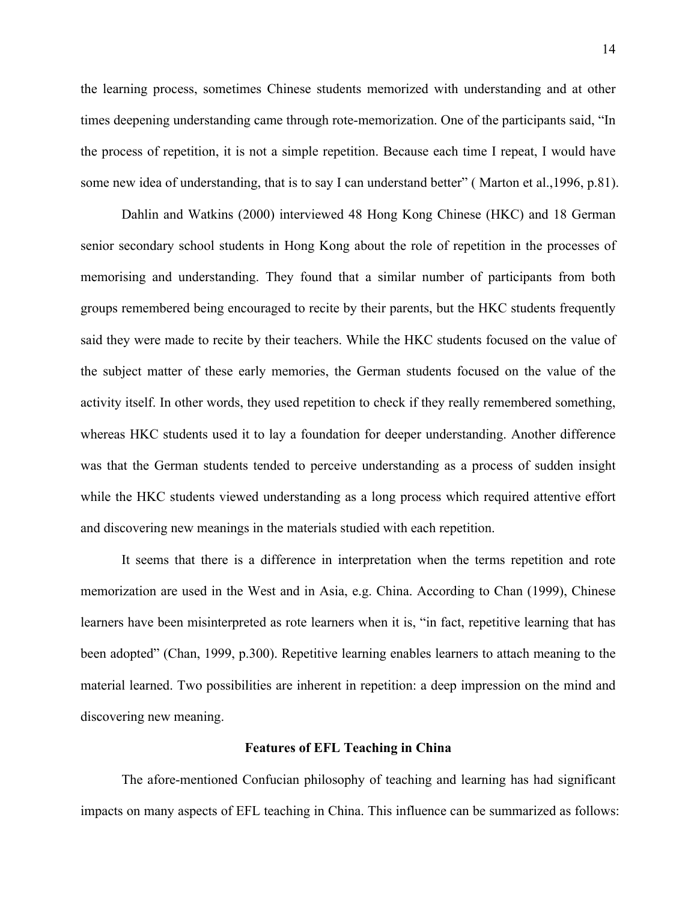the learning process, sometimes Chinese students memorized with understanding and at other times deepening understanding came through rote-memorization. One of the participants said, "In the process of repetition, it is not a simple repetition. Because each time I repeat, I would have some new idea of understanding, that is to say I can understand better" ( Marton et al.,1996, p.81).

Dahlin and Watkins (2000) interviewed 48 Hong Kong Chinese (HKC) and 18 German senior secondary school students in Hong Kong about the role of repetition in the processes of memorising and understanding. They found that a similar number of participants from both groups remembered being encouraged to recite by their parents, but the HKC students frequently said they were made to recite by their teachers. While the HKC students focused on the value of the subject matter of these early memories, the German students focused on the value of the activity itself. In other words, they used repetition to check if they really remembered something, whereas HKC students used it to lay a foundation for deeper understanding. Another difference was that the German students tended to perceive understanding as a process of sudden insight while the HKC students viewed understanding as a long process which required attentive effort and discovering new meanings in the materials studied with each repetition.

It seems that there is a difference in interpretation when the terms repetition and rote memorization are used in the West and in Asia, e.g. China. According to Chan (1999), Chinese learners have been misinterpreted as rote learners when it is, "in fact, repetitive learning that has been adopted" (Chan, 1999, p.300). Repetitive learning enables learners to attach meaning to the material learned. Two possibilities are inherent in repetition: a deep impression on the mind and discovering new meaning.

## Features of EFL Teaching in China

The afore-mentioned Confucian philosophy of teaching and learning has had significant impacts on many aspects of EFL teaching in China. This influence can be summarized as follows: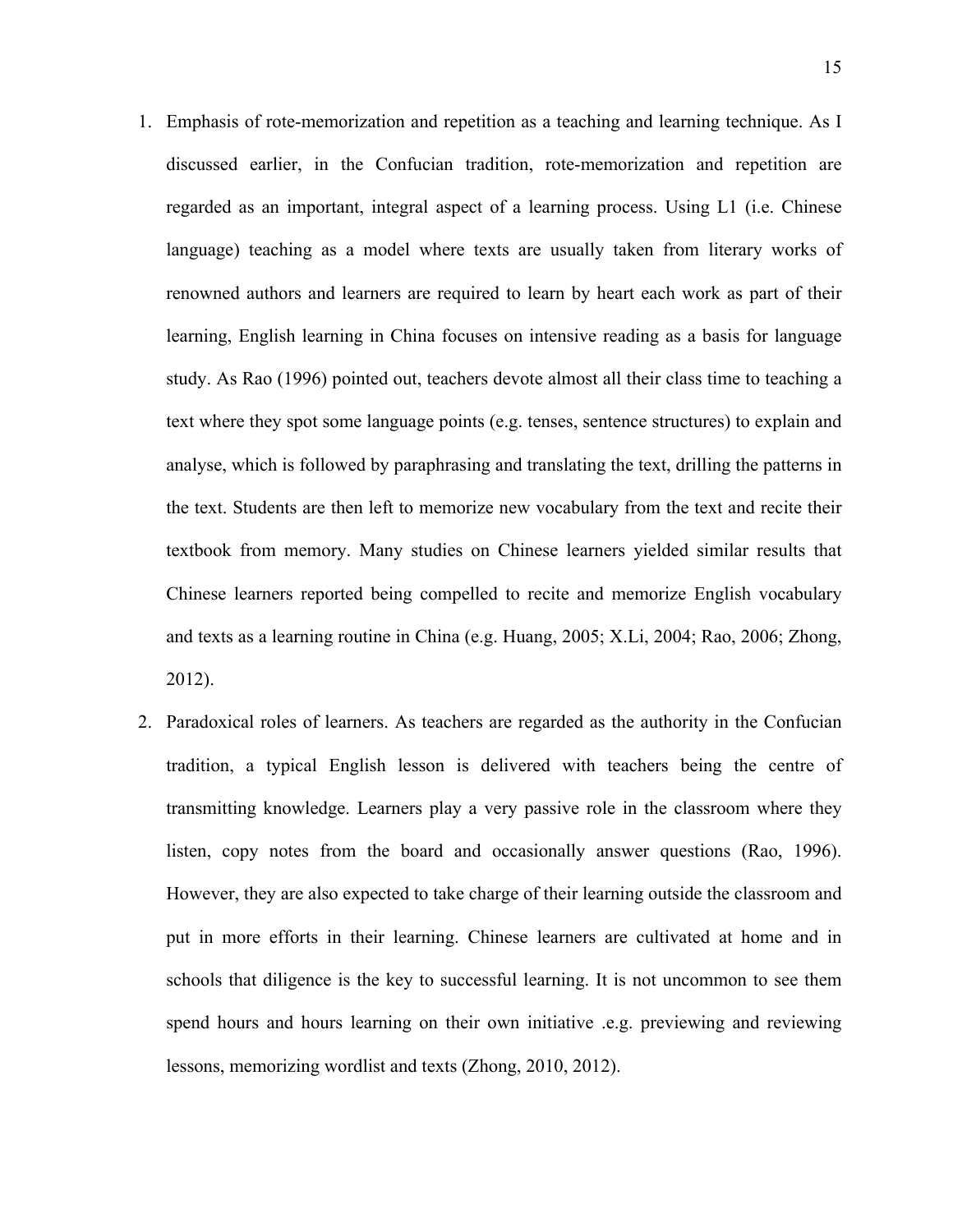1. Emphasis of rote-memorization and repetition as a teaching and learning technique. As I discussed earlier, in the Confucian tradition, rote-memorization and repetition are regarded as an important, integral aspect of a learning process. Using L1 (i.e. Chinese language) teaching as a model where texts are usually taken from literary works of renowned authors and learners are required to learn by heart each work as part of their learning, English learning in China focuses on intensive reading as a basis for language study. As Rao (1996) pointed out, teachers devote almost all their class time to teaching a text where they spot some language points (e.g. tenses, sentence structures) to explain and analyse, which is followed by paraphrasing and translating the text, drilling the patterns in the text. Students are then left to memorize new vocabulary from the text and recite their textbook from memory. Many studies on Chinese learners yielded similar results that Chinese learners reported being compelled to recite and memorize English vocabulary and texts as a learning routine in China (e.g. Huang, 2005; X.Li, 2004; Rao, 2006; Zhong, 2012).

2. Paradoxical roles of learners. As teachers are regarded as the authority in the Confucian tradition, a typical English lesson is delivered with teachers being the centre of transmitting knowledge. Learners play a very passive role in the classroom where they listen, copy notes from the board and occasionally answer questions (Rao, 1996). However, they are also expected to take charge of their learning outside the classroom and put in more efforts in their learning. Chinese learners are cultivated at home and in schools that diligence is the key to successful learning. It is not uncommon to see them spend hours and hours learning on their own initiative .e.g. previewing and reviewing lessons, memorizing wordlist and texts (Zhong, 2010, 2012).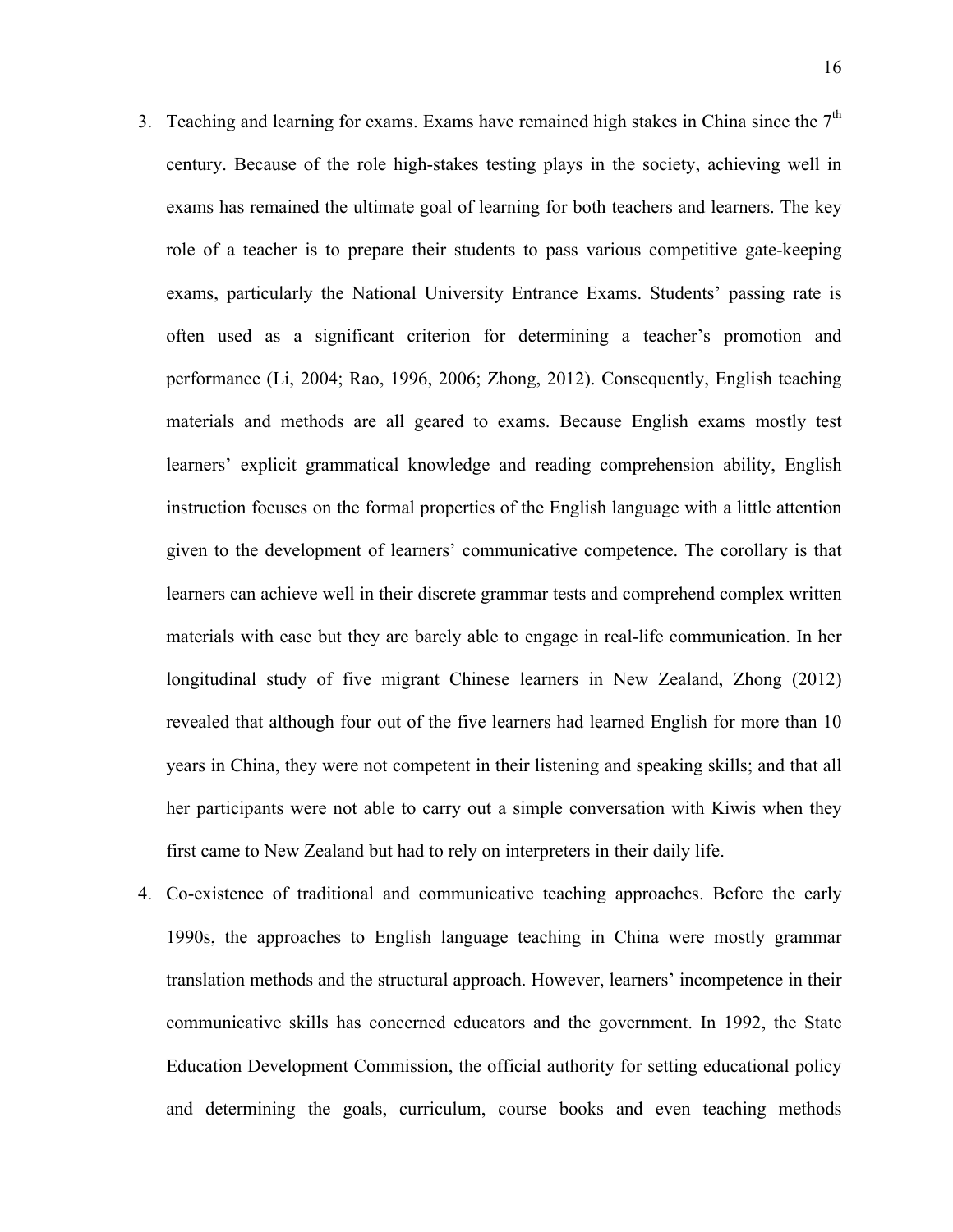3. Teaching and learning for exams. Exams have remained high stakes in China since the 7th century. Because of the role high-stakes testing plays in the society, achieving well in exams has remained the ultimate goal of learning for both teachers and learners. The key role of a teacher is to prepare their students to pass various competitive gate-keeping exams, particularly the National University Entrance Exams. Students' passing rate is often used as a significant criterion for determining a teacher's promotion and performance (Li, 2004; Rao, 1996, 2006; Zhong, 2012). Consequently, English teaching materials and methods are all geared to exams. Because English exams mostly test learners' explicit grammatical knowledge and reading comprehension ability, English instruction focuses on the formal properties of the English language with a little attention given to the development of learners' communicative competence. The corollary is that learners can achieve well in their discrete grammar tests and comprehend complex written materials with ease but they are barely able to engage in real-life communication. In her longitudinal study of five migrant Chinese learners in New Zealand, Zhong (2012) revealed that although four out of the five learners had learned English for more than 10 years in China, they were not competent in their listening and speaking skills; and that all her participants were not able to carry out a simple conversation with Kiwis when they first came to New Zealand but had to rely on interpreters in their daily life.
4. Co-existence of traditional and communicative teaching approaches. Before the early 1990s, the approaches to English language teaching in China were mostly grammar translation methods and the structural approach. However, learners' incompetence in their communicative skills has concerned educators and the government. In 1992, the State Education Development Commission, the official authority for setting educational policy and determining the goals, curriculum, course books and even teaching methods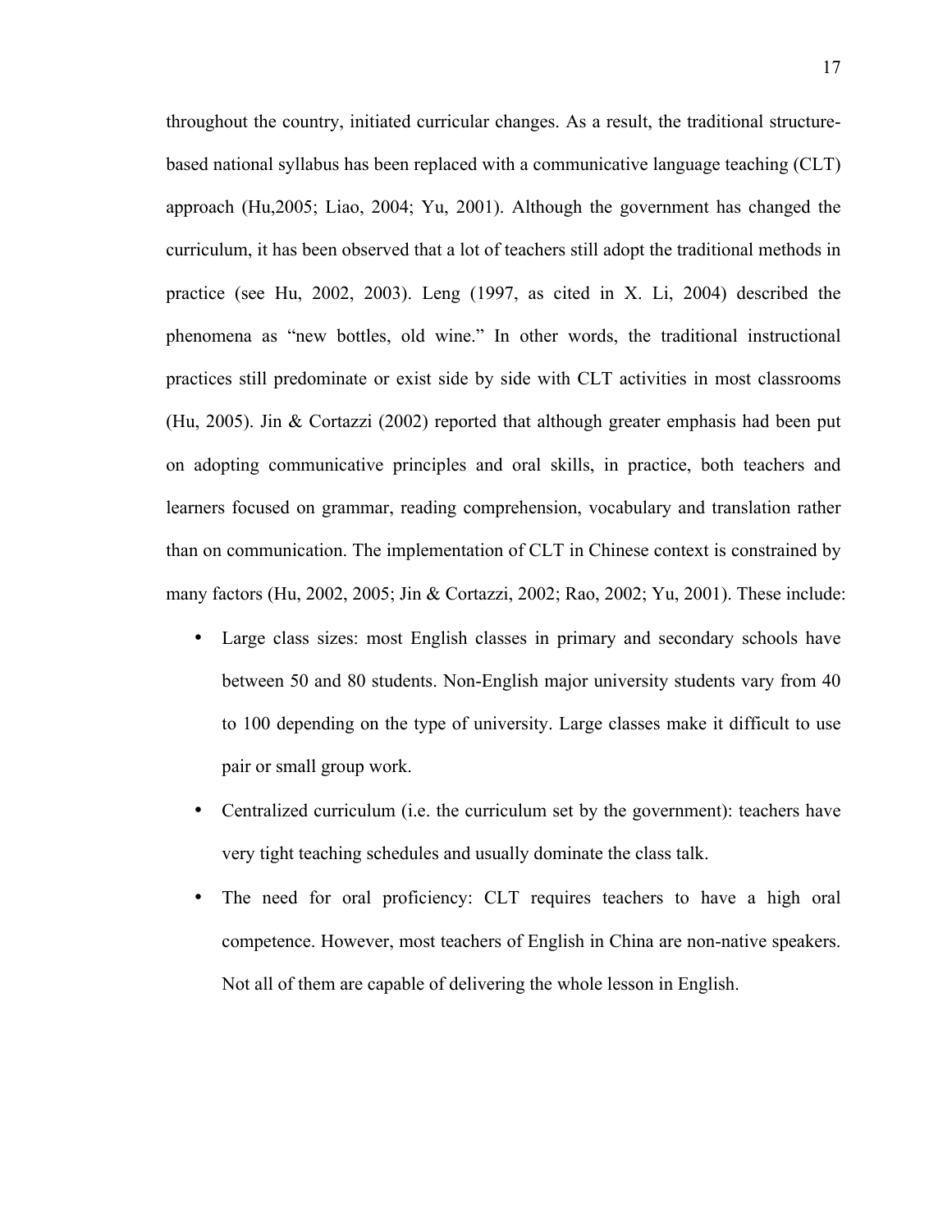throughout the country, initiated curricular changes. As a result, the traditional structure-based national syllabus has been replaced with a communicative language teaching (CLT) approach (Hu,2005; Liao, 2004; Yu, 2001). Although the government has changed the curriculum, it has been observed that a lot of teachers still adopt the traditional methods in practice (see Hu, 2002, 2003). Leng (1997, as cited in X. Li, 2004) described the phenomena as "new bottles, old wine." In other words, the traditional instructional practices still predominate or exist side by side with CLT activities in most classrooms (Hu, 2005). Jin & Cortazzi (2002) reported that although greater emphasis had been put on adopting communicative principles and oral skills, in practice, both teachers and learners focused on grammar, reading comprehension, vocabulary and translation rather than on communication. The implementation of CLT in Chinese context is constrained by many factors (Hu, 2002, 2005; Jin & Cortazzi, 2002; Rao, 2002; Yu, 2001). These include:

- Large class sizes: most English classes in primary and secondary schools have between 50 and 80 students. Non-English major university students vary from 40 to 100 depending on the type of university. Large classes make it difficult to use pair or small group work.
- Centralized curriculum (i.e. the curriculum set by the government): teachers have very tight teaching schedules and usually dominate the class talk.
- The need for oral proficiency: CLT requires teachers to have a high oral competence. However, most teachers of English in China are non-native speakers. Not all of them are capable of delivering the whole lesson in English.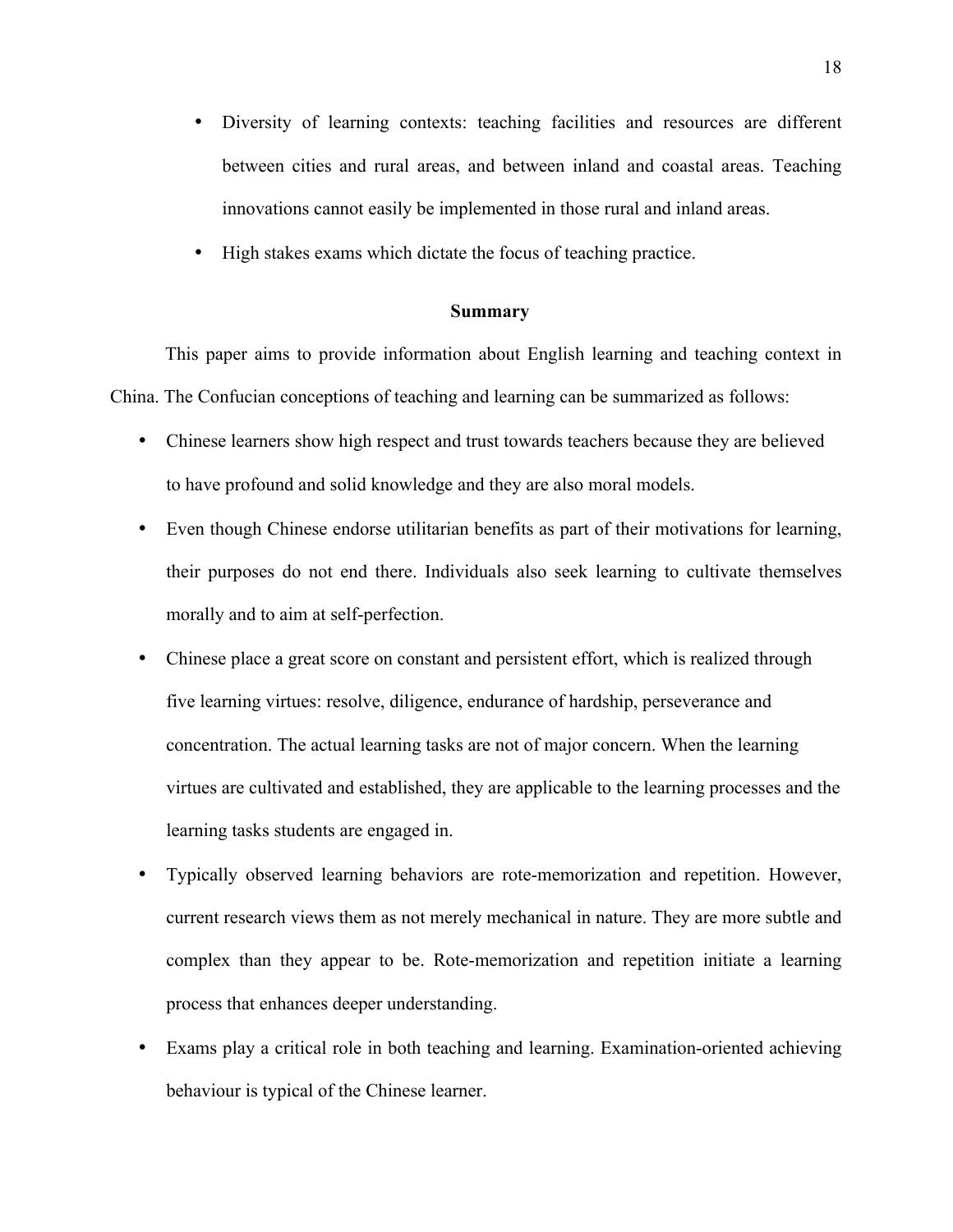- Diversity of learning contexts: teaching facilities and resources are different between cities and rural areas, and between inland and coastal areas. Teaching innovations cannot easily be implemented in those rural and inland areas.
- High stakes exams which dictate the focus of teaching practice.

## Summary

This paper aims to provide information about English learning and teaching context in China. The Confucian conceptions of teaching and learning can be summarized as follows:

- Chinese learners show high respect and trust towards teachers because they are believed to have profound and solid knowledge and they are also moral models.
- Even though Chinese endorse utilitarian benefits as part of their motivations for learning, their purposes do not end there. Individuals also seek learning to cultivate themselves morally and to aim at self-perfection.
- Chinese place a great score on constant and persistent effort, which is realized through five learning virtues: resolve, diligence, endurance of hardship, perseverance and concentration. The actual learning tasks are not of major concern. When the learning virtues are cultivated and established, they are applicable to the learning processes and the learning tasks students are engaged in.
- Typically observed learning behaviors are rote-memorization and repetition. However, current research views them as not merely mechanical in nature. They are more subtle and complex than they appear to be. Rote-memorization and repetition initiate a learning process that enhances deeper understanding.
- Exams play a critical role in both teaching and learning. Examination-oriented achieving behaviour is typical of the Chinese learner.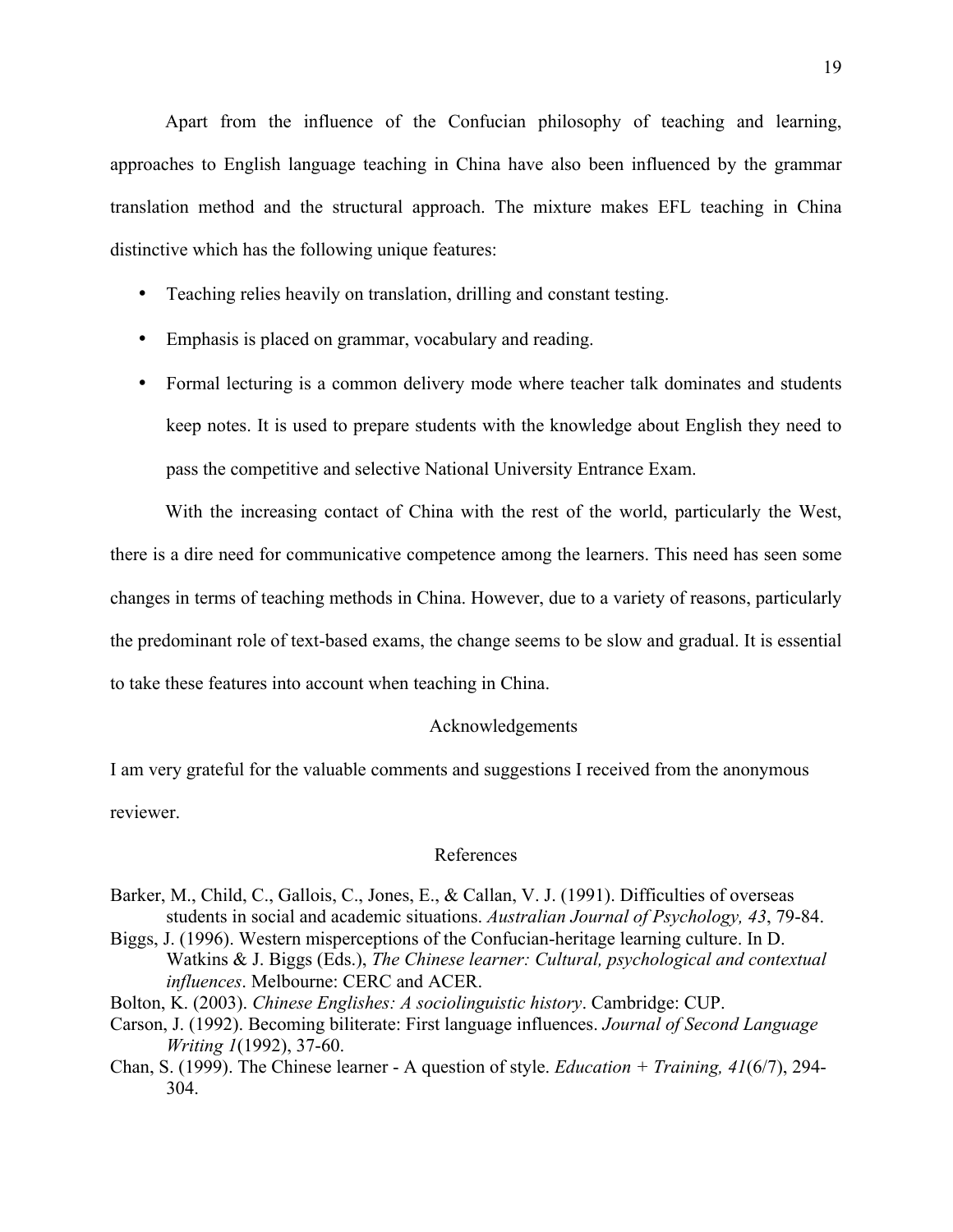Apart from the influence of the Confucian philosophy of teaching and learning, approaches to English language teaching in China have also been influenced by the grammar translation method and the structural approach. The mixture makes EFL teaching in China distinctive which has the following unique features:

- Teaching relies heavily on translation, drilling and constant testing.
- Emphasis is placed on grammar, vocabulary and reading.
- Formal lecturing is a common delivery mode where teacher talk dominates and students keep notes. It is used to prepare students with the knowledge about English they need to pass the competitive and selective National University Entrance Exam.

With the increasing contact of China with the rest of the world, particularly the West, there is a dire need for communicative competence among the learners. This need has seen some changes in terms of teaching methods in China. However, due to a variety of reasons, particularly the predominant role of text-based exams, the change seems to be slow and gradual. It is essential to take these features into account when teaching in China.

## Acknowledgements

I am very grateful for the valuable comments and suggestions I received from the anonymous reviewer.

## References

Barker, M., Child, C., Gallois, C., Jones, E., & Callan, V. J. (1991). Difficulties of overseas students in social and academic situations. *Australian Journal of Psychology, 43*, 79-84.

Biggs, J. (1996). Western misperceptions of the Confucian-heritage learning culture. In D. Watkins & J. Biggs (Eds.), *The Chinese learner: Cultural, psychological and contextual influences*. Melbourne: CERC and ACER.

Bolton, K. (2003). *Chinese Englishes: A sociolinguistic history*. Cambridge: CUP.

Carson, J. (1992). Becoming biliterate: First language influences. *Journal of Second Language Writing 1*(1992), 37-60.

Chan, S. (1999). The Chinese learner - A question of style. *Education + Training, 41*(6/7), 294-304.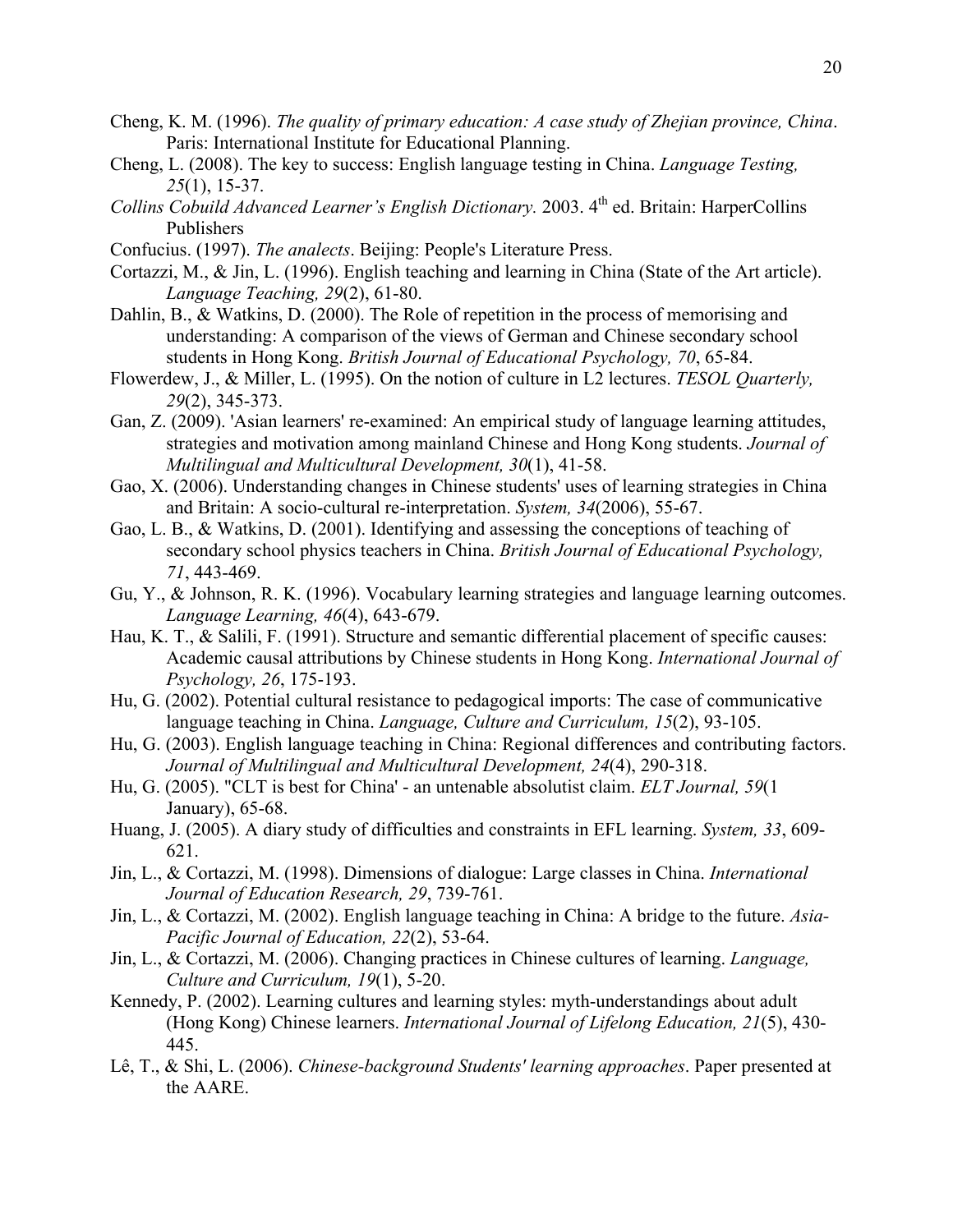Cheng, K. M. (1996). *The quality of primary education: A case study of Zhejian province, China*. Paris: International Institute for Educational Planning.

Cheng, L. (2008). The key to success: English language testing in China. *Language Testing, 25*(1), 15-37.

*Collins Cobuild Advanced Learner's English Dictionary.* 2003. 4th ed. Britain: HarperCollins Publishers

Confucius. (1997). *The analects*. Beijing: People's Literature Press.

Cortazzi, M., & Jin, L. (1996). English teaching and learning in China (State of the Art article). *Language Teaching, 29*(2), 61-80.

Dahlin, B., & Watkins, D. (2000). The Role of repetition in the process of memorising and understanding: A comparison of the views of German and Chinese secondary school students in Hong Kong. *British Journal of Educational Psychology, 70*, 65-84.

Flowerdew, J., & Miller, L. (1995). On the notion of culture in L2 lectures. *TESOL Quarterly, 29*(2), 345-373.

Gan, Z. (2009). 'Asian learners' re-examined: An empirical study of language learning attitudes, strategies and motivation among mainland Chinese and Hong Kong students. *Journal of Multilingual and Multicultural Development, 30*(1), 41-58.

Gao, X. (2006). Understanding changes in Chinese students' uses of learning strategies in China and Britain: A socio-cultural re-interpretation. *System, 34*(2006), 55-67.

Gao, L. B., & Watkins, D. (2001). Identifying and assessing the conceptions of teaching of secondary school physics teachers in China. *British Journal of Educational Psychology, 71*, 443-469.

Gu, Y., & Johnson, R. K. (1996). Vocabulary learning strategies and language learning outcomes. *Language Learning, 46*(4), 643-679.

Hau, K. T., & Salili, F. (1991). Structure and semantic differential placement of specific causes: Academic causal attributions by Chinese students in Hong Kong. *International Journal of Psychology, 26*, 175-193.

Hu, G. (2002). Potential cultural resistance to pedagogical imports: The case of communicative language teaching in China. *Language, Culture and Curriculum, 15*(2), 93-105.

Hu, G. (2003). English language teaching in China: Regional differences and contributing factors. *Journal of Multilingual and Multicultural Development, 24*(4), 290-318.

Hu, G. (2005). "CLT is best for China' - an untenable absolutist claim. *ELT Journal, 59*(1 January), 65-68.

Huang, J. (2005). A diary study of difficulties and constraints in EFL learning. *System, 33*, 609-621.

Jin, L., & Cortazzi, M. (1998). Dimensions of dialogue: Large classes in China. *International Journal of Education Research, 29*, 739-761.

Jin, L., & Cortazzi, M. (2002). English language teaching in China: A bridge to the future. *Asia-Pacific Journal of Education, 22*(2), 53-64.

Jin, L., & Cortazzi, M. (2006). Changing practices in Chinese cultures of learning. *Language, Culture and Curriculum, 19*(1), 5-20.

Kennedy, P. (2002). Learning cultures and learning styles: myth-understandings about adult (Hong Kong) Chinese learners. *International Journal of Lifelong Education, 21*(5), 430-445.

Lê, T., & Shi, L. (2006). *Chinese-background Students' learning approaches*. Paper presented at the AARE.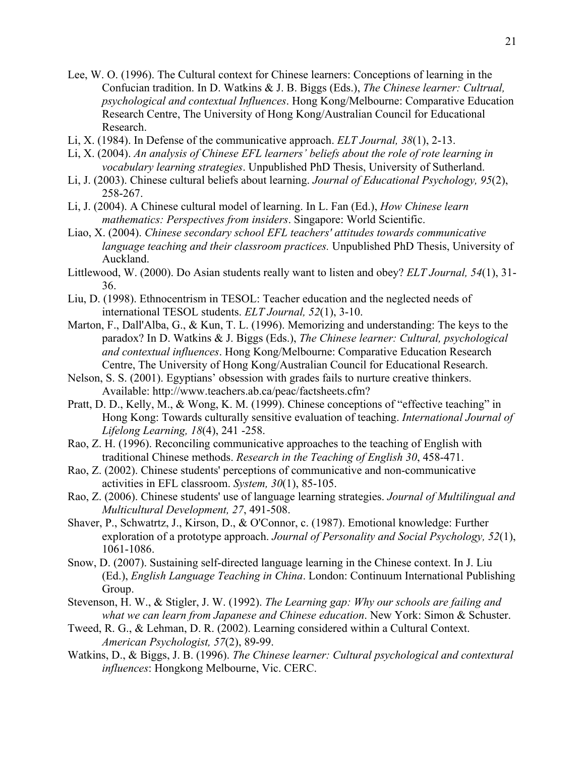Lee, W. O. (1996). The Cultural context for Chinese learners: Conceptions of learning in the Confucian tradition. In D. Watkins & J. B. Biggs (Eds.), *The Chinese learner: Cultrual, psychological and contextual Influences*. Hong Kong/Melbourne: Comparative Education Research Centre, The University of Hong Kong/Australian Council for Educational Research.

Li, X. (1984). In Defense of the communicative approach. *ELT Journal, 38*(1), 2-13.

Li, X. (2004). *An analysis of Chinese EFL learners' beliefs about the role of rote learning in vocabulary learning strategies*. Unpublished PhD Thesis, University of Sutherland.

Li, J. (2003). Chinese cultural beliefs about learning. *Journal of Educational Psychology, 95*(2), 258-267.

Li, J. (2004). A Chinese cultural model of learning. In L. Fan (Ed.), *How Chinese learn mathematics: Perspectives from insiders*. Singapore: World Scientific.

Liao, X. (2004). *Chinese secondary school EFL teachers' attitudes towards communicative language teaching and their classroom practices.* Unpublished PhD Thesis, University of Auckland.

Littlewood, W. (2000). Do Asian students really want to listen and obey? *ELT Journal, 54*(1), 31-36.

Liu, D. (1998). Ethnocentrism in TESOL: Teacher education and the neglected needs of international TESOL students. *ELT Journal, 52*(1), 3-10.

Marton, F., Dall'Alba, G., & Kun, T. L. (1996). Memorizing and understanding: The keys to the paradox? In D. Watkins & J. Biggs (Eds.), *The Chinese learner: Cultural, psychological and contextual influences*. Hong Kong/Melbourne: Comparative Education Research Centre, The University of Hong Kong/Australian Council for Educational Research.

Nelson, S. S. (2001). Egyptians' obsession with grades fails to nurture creative thinkers. Available: http://www.teachers.ab.ca/peac/factsheets.cfm?

Pratt, D. D., Kelly, M., & Wong, K. M. (1999). Chinese conceptions of "effective teaching" in Hong Kong: Towards culturally sensitive evaluation of teaching. *International Journal of Lifelong Learning, 18*(4), 241 -258.

Rao, Z. H. (1996). Reconciling communicative approaches to the teaching of English with traditional Chinese methods. *Research in the Teaching of English 30*, 458-471.

Rao, Z. (2002). Chinese students' perceptions of communicative and non-communicative activities in EFL classroom. *System, 30*(1), 85-105.

Rao, Z. (2006). Chinese students' use of language learning strategies. *Journal of Multilingual and Multicultural Development, 27*, 491-508.

Shaver, P., Schwatrtz, J., Kirson, D., & O'Connor, c. (1987). Emotional knowledge: Further exploration of a prototype approach. *Journal of Personality and Social Psychology, 52*(1), 1061-1086.

Snow, D. (2007). Sustaining self-directed language learning in the Chinese context. In J. Liu (Ed.), *English Language Teaching in China*. London: Continuum International Publishing Group.

Stevenson, H. W., & Stigler, J. W. (1992). *The Learning gap: Why our schools are failing and what we can learn from Japanese and Chinese education*. New York: Simon & Schuster.

Tweed, R. G., & Lehman, D. R. (2002). Learning considered within a Cultural Context. *American Psychologist, 57*(2), 89-99.

Watkins, D., & Biggs, J. B. (1996). *The Chinese learner: Cultural psychological and contextural influences*: Hongkong Melbourne, Vic. CERC.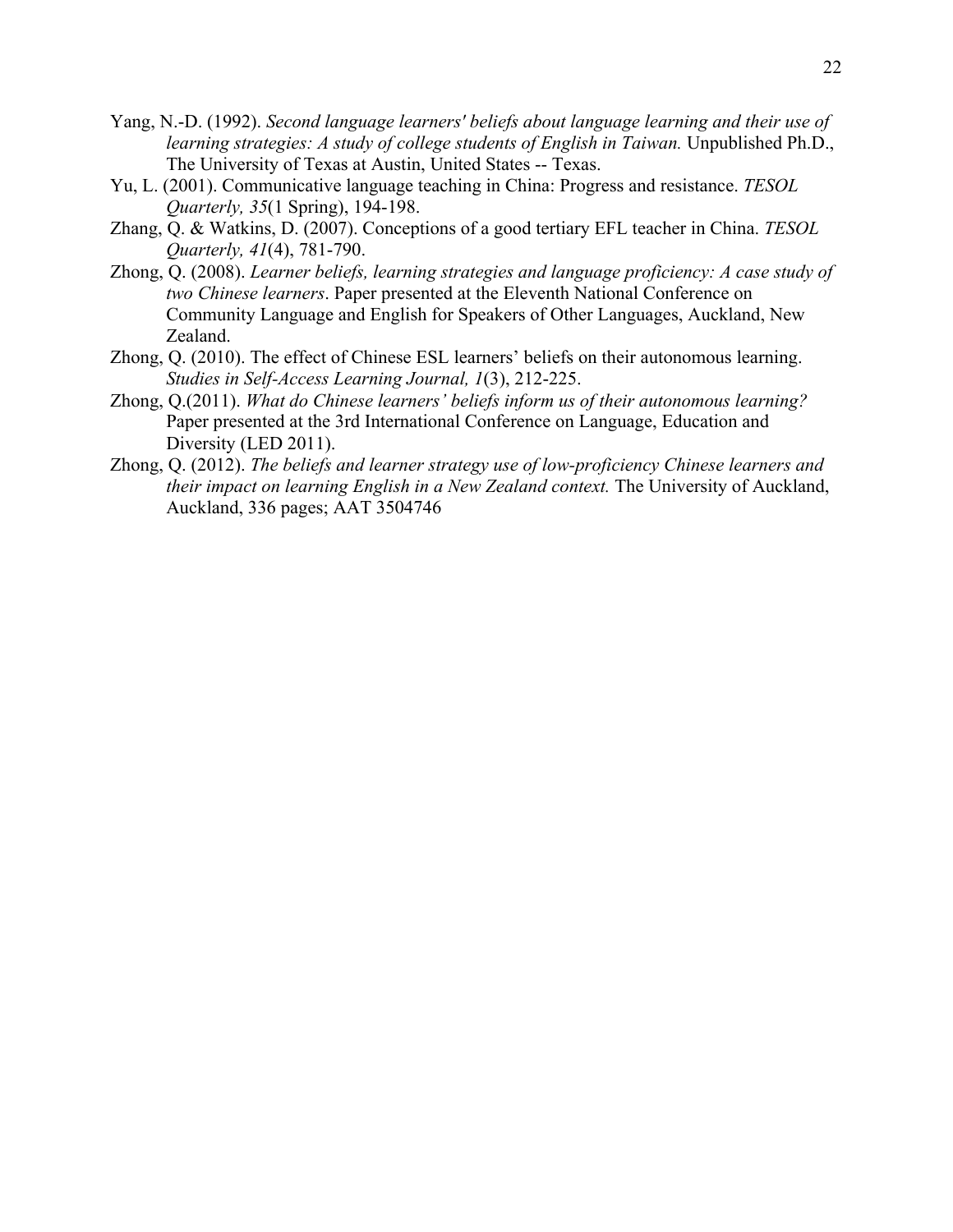Yang, N.-D. (1992). *Second language learners' beliefs about language learning and their use of learning strategies: A study of college students of English in Taiwan.* Unpublished Ph.D., The University of Texas at Austin, United States -- Texas.

Yu, L. (2001). Communicative language teaching in China: Progress and resistance. *TESOL Quarterly, 35*(1 Spring), 194-198.

Zhang, Q. & Watkins, D. (2007). Conceptions of a good tertiary EFL teacher in China. *TESOL Quarterly, 41*(4), 781-790.

Zhong, Q. (2008). *Learner beliefs, learning strategies and language proficiency: A case study of two Chinese learners*. Paper presented at the Eleventh National Conference on Community Language and English for Speakers of Other Languages, Auckland, New Zealand.

Zhong, Q. (2010). The effect of Chinese ESL learners' beliefs on their autonomous learning. *Studies in Self-Access Learning Journal, 1*(3), 212-225.

Zhong, Q.(2011). *What do Chinese learners' beliefs inform us of their autonomous learning?* Paper presented at the 3rd International Conference on Language, Education and Diversity (LED 2011).

Zhong, Q. (2012). *The beliefs and learner strategy use of low-proficiency Chinese learners and their impact on learning English in a New Zealand context.* The University of Auckland, Auckland, 336 pages; AAT 3504746